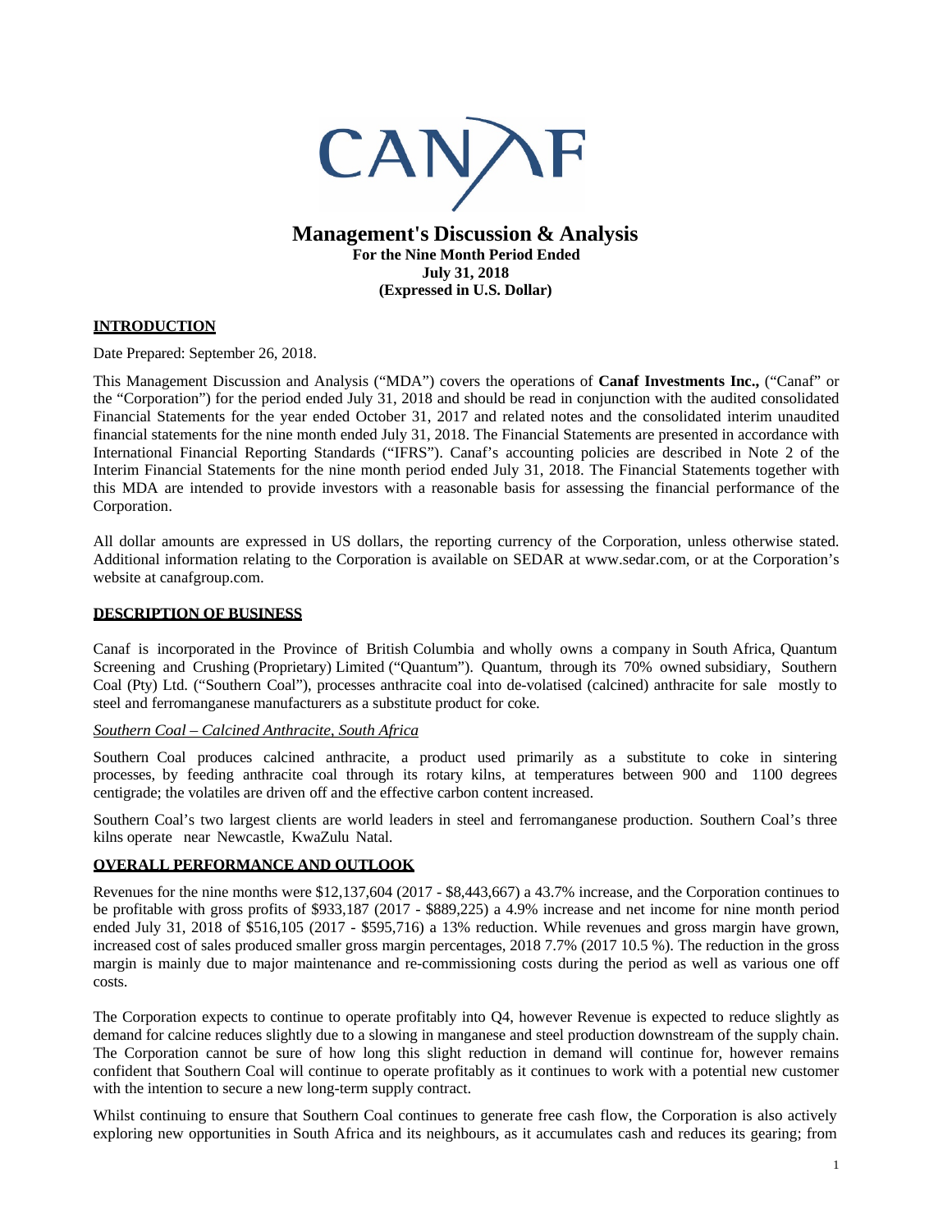CANAF

# Management's Discussion & Analysis

**For the Nine Month Period Ended**
**July 31, 2018**
**(Expressed in U.S. Dollar)**

## INTRODUCTION

Date Prepared: September 26, 2018.

This Management Discussion and Analysis ("MDA") covers the operations of **Canaf Investments Inc.,** ("Canaf" or the "Corporation") for the period ended July 31, 2018 and should be read in conjunction with the audited consolidated Financial Statements for the year ended October 31, 2017 and related notes and the consolidated interim unaudited financial statements for the nine month ended July 31, 2018. The Financial Statements are presented in accordance with International Financial Reporting Standards ("IFRS"). Canaf's accounting policies are described in Note 2 of the Interim Financial Statements for the nine month period ended July 31, 2018. The Financial Statements together with this MDA are intended to provide investors with a reasonable basis for assessing the financial performance of the Corporation.

All dollar amounts are expressed in US dollars, the reporting currency of the Corporation, unless otherwise stated. Additional information relating to the Corporation is available on SEDAR at www.sedar.com, or at the Corporation's website at canafgroup.com.

## DESCRIPTION OF BUSINESS

Canaf is incorporated in the Province of British Columbia and wholly owns a company in South Africa, Quantum Screening and Crushing (Proprietary) Limited ("Quantum"). Quantum, through its 70% owned subsidiary, Southern Coal (Pty) Ltd. ("Southern Coal"), processes anthracite coal into de-volatised (calcined) anthracite for sale mostly to steel and ferromanganese manufacturers as a substitute product for coke.

*Southern Coal – Calcined Anthracite, South Africa*

Southern Coal produces calcined anthracite, a product used primarily as a substitute to coke in sintering processes, by feeding anthracite coal through its rotary kilns, at temperatures between 900 and 1100 degrees centigrade; the volatiles are driven off and the effective carbon content increased.

Southern Coal's two largest clients are world leaders in steel and ferromanganese production. Southern Coal's three kilns operate near Newcastle, KwaZulu Natal.

## OVERALL PERFORMANCE AND OUTLOOK

Revenues for the nine months were $12,137,604 (2017 - $8,443,667) a 43.7% increase, and the Corporation continues to be profitable with gross profits of $933,187 (2017 - $889,225) a 4.9% increase and net income for nine month period ended July 31, 2018 of $516,105 (2017 - $595,716) a 13% reduction. While revenues and gross margin have grown, increased cost of sales produced smaller gross margin percentages, 2018 7.7% (2017 10.5 %). The reduction in the gross margin is mainly due to major maintenance and re-commissioning costs during the period as well as various one off costs.

The Corporation expects to continue to operate profitably into Q4, however Revenue is expected to reduce slightly as demand for calcine reduces slightly due to a slowing in manganese and steel production downstream of the supply chain. The Corporation cannot be sure of how long this slight reduction in demand will continue for, however remains confident that Southern Coal will continue to operate profitably as it continues to work with a potential new customer with the intention to secure a new long-term supply contract.

Whilst continuing to ensure that Southern Coal continues to generate free cash flow, the Corporation is also actively exploring new opportunities in South Africa and its neighbours, as it accumulates cash and reduces its gearing; from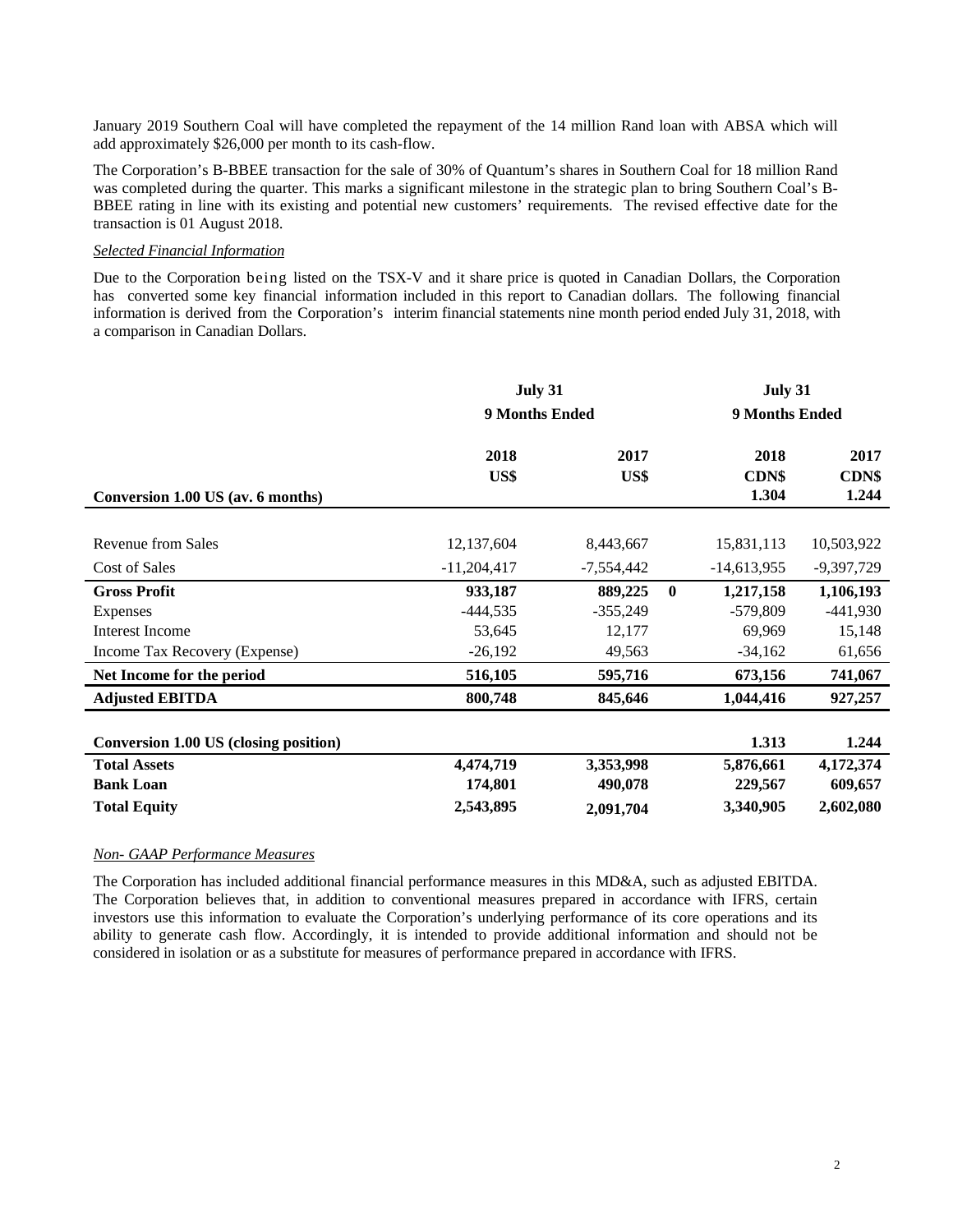January 2019 Southern Coal will have completed the repayment of the 14 million Rand loan with ABSA which will add approximately $26,000 per month to its cash-flow.

The Corporation's B-BBEE transaction for the sale of 30% of Quantum's shares in Southern Coal for 18 million Rand was completed during the quarter. This marks a significant milestone in the strategic plan to bring Southern Coal's B-BBEE rating in line with its existing and potential new customers' requirements. The revised effective date for the transaction is 01 August 2018.

*Selected Financial Information*

Due to the Corporation being listed on the TSX-V and it share price is quoted in Canadian Dollars, the Corporation has converted some key financial information included in this report to Canadian dollars. The following financial information is derived from the Corporation's interim financial statements nine month period ended July 31, 2018, with a comparison in Canadian Dollars.

| | July 31 | | | July 31 | |
|---|---|---|---|---|---|
| | 9 Months Ended | | | 9 Months Ended | |
| | 2018 | 2017 | | 2018 | 2017 |
| | US$ | US$ | | CDN$ | CDN$ |
| **Conversion 1.00 US (av. 6 months)** | | | | 1.304 | 1.244 |
| Revenue from Sales | 12,137,604 | 8,443,667 | | 15,831,113 | 10,503,922 |
| Cost of Sales | -11,204,417 | -7,554,442 | | -14,613,955 | -9,397,729 |
| **Gross Profit** | **933,187** | **889,225** | **0** | **1,217,158** | **1,106,193** |
| Expenses | -444,535 | -355,249 | | -579,809 | -441,930 |
| Interest Income | 53,645 | 12,177 | | 69,969 | 15,148 |
| Income Tax Recovery (Expense) | -26,192 | 49,563 | | -34,162 | 61,656 |
| **Net Income for the period** | **516,105** | **595,716** | | **673,156** | **741,067** |
| **Adjusted EBITDA** | **800,748** | **845,646** | | **1,044,416** | **927,257** |
| **Conversion 1.00 US (closing position)** | | | | **1.313** | **1.244** |
| **Total Assets** | **4,474,719** | **3,353,998** | | **5,876,661** | **4,172,374** |
| **Bank Loan** | **174,801** | **490,078** | | **229,567** | **609,657** |
| **Total Equity** | **2,543,895** | **2,091,704** | | **3,340,905** | **2,602,080** |

*Non- GAAP Performance Measures*

The Corporation has included additional financial performance measures in this MD&A, such as adjusted EBITDA. The Corporation believes that, in addition to conventional measures prepared in accordance with IFRS, certain investors use this information to evaluate the Corporation's underlying performance of its core operations and its ability to generate cash flow. Accordingly, it is intended to provide additional information and should not be considered in isolation or as a substitute for measures of performance prepared in accordance with IFRS.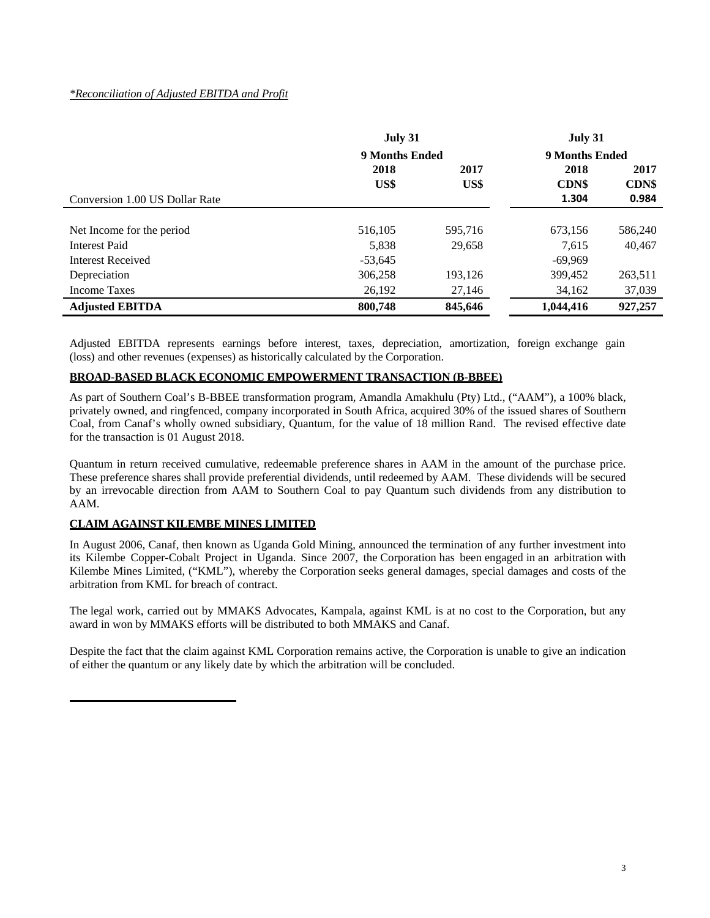*\*Reconciliation of Adjusted EBITDA and Profit*

| | July 31 | | July 31 | |
|---|---|---|---|---|
| | **9 Months Ended** | | **9 Months Ended** | |
| | **2018** | **2017** | **2018** | **2017** |
| | **US$** | **US$** | **CDN$** | **CDN$** |
| Conversion 1.00 US Dollar Rate | | | **1.304** | **0.984** |
| Net Income for the period | 516,105 | 595,716 | 673,156 | 586,240 |
| Interest Paid | 5,838 | 29,658 | 7,615 | 40,467 |
| Interest Received | -53,645 | | -69,969 | |
| Depreciation | 306,258 | 193,126 | 399,452 | 263,511 |
| Income Taxes | 26,192 | 27,146 | 34,162 | 37,039 |
| **Adjusted EBITDA** | **800,748** | **845,646** | **1,044,416** | **927,257** |

Adjusted EBITDA represents earnings before interest, taxes, depreciation, amortization, foreign exchange gain (loss) and other revenues (expenses) as historically calculated by the Corporation.

## BROAD-BASED BLACK ECONOMIC EMPOWERMENT TRANSACTION (B-BBEE)

As part of Southern Coal's B-BBEE transformation program, Amandla Amakhulu (Pty) Ltd., ("AAM"), a 100% black, privately owned, and ringfenced, company incorporated in South Africa, acquired 30% of the issued shares of Southern Coal, from Canaf's wholly owned subsidiary, Quantum, for the value of 18 million Rand. The revised effective date for the transaction is 01 August 2018.

Quantum in return received cumulative, redeemable preference shares in AAM in the amount of the purchase price. These preference shares shall provide preferential dividends, until redeemed by AAM. These dividends will be secured by an irrevocable direction from AAM to Southern Coal to pay Quantum such dividends from any distribution to AAM.

## CLAIM AGAINST KILEMBE MINES LIMITED

In August 2006, Canaf, then known as Uganda Gold Mining, announced the termination of any further investment into its Kilembe Copper-Cobalt Project in Uganda. Since 2007, the Corporation has been engaged in an arbitration with Kilembe Mines Limited, ("KML"), whereby the Corporation seeks general damages, special damages and costs of the arbitration from KML for breach of contract.

The legal work, carried out by MMAKS Advocates, Kampala, against KML is at no cost to the Corporation, but any award in won by MMAKS efforts will be distributed to both MMAKS and Canaf.

Despite the fact that the claim against KML Corporation remains active, the Corporation is unable to give an indication of either the quantum or any likely date by which the arbitration will be concluded.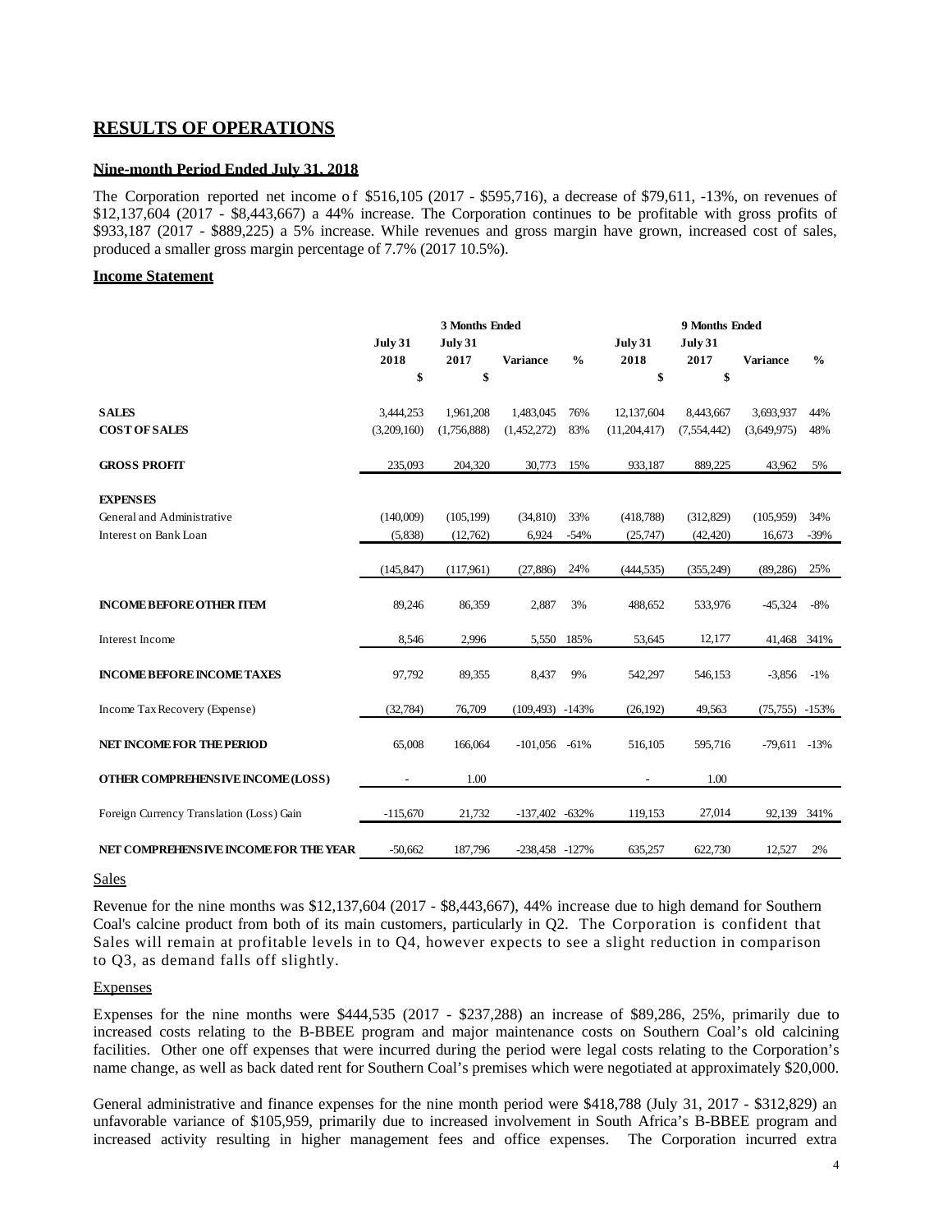## RESULTS OF OPERATIONS

**Nine-month Period Ended July 31, 2018**

The Corporation reported net income of $516,105 (2017 - $595,716), a decrease of $79,611, -13%, on revenues of $12,137,604 (2017 - $8,443,667) a 44% increase. The Corporation continues to be profitable with gross profits of $933,187 (2017 - $889,225) a 5% increase. While revenues and gross margin have grown, increased cost of sales, produced a smaller gross margin percentage of 7.7% (2017 10.5%).

**Income Statement**

| | 3 Months Ended | | | | 9 Months Ended | | | |
|---|---|---|---|---|---|---|---|---|
| | July 31 2018 | July 31 2017 | Variance | % | July 31 2018 | July 31 2017 | Variance | % |
| | $ | $ | | | $ | $ | | |
| **SALES** | 3,444,253 | 1,961,208 | 1,483,045 | 76% | 12,137,604 | 8,443,667 | 3,693,937 | 44% |
| **COST OF SALES** | (3,209,160) | (1,756,888) | (1,452,272) | 83% | (11,204,417) | (7,554,442) | (3,649,975) | 48% |
| **GROSS PROFIT** | 235,093 | 204,320 | 30,773 | 15% | 933,187 | 889,225 | 43,962 | 5% |
| **EXPENSES** | | | | | | | | |
| General and Administrative | (140,009) | (105,199) | (34,810) | 33% | (418,788) | (312,829) | (105,959) | 34% |
| Interest on Bank Loan | (5,838) | (12,762) | 6,924 | -54% | (25,747) | (42,420) | 16,673 | -39% |
| | (145,847) | (117,961) | (27,886) | 24% | (444,535) | (355,249) | (89,286) | 25% |
| **INCOME BEFORE OTHER ITEM** | 89,246 | 86,359 | 2,887 | 3% | 488,652 | 533,976 | -45,324 | -8% |
| Interest Income | 8,546 | 2,996 | 5,550 | 185% | 53,645 | 12,177 | 41,468 | 341% |
| **INCOME BEFORE INCOME TAXES** | 97,792 | 89,355 | 8,437 | 9% | 542,297 | 546,153 | -3,856 | -1% |
| Income Tax Recovery (Expense) | (32,784) | 76,709 | (109,493) | -143% | (26,192) | 49,563 | (75,755) | -153% |
| **NET INCOME FOR THE PERIOD** | 65,008 | 166,064 | -101,056 | -61% | 516,105 | 595,716 | -79,611 | -13% |
| **OTHER COMPREHENSIVE INCOME (LOSS)** | - | 1.00 | | | - | 1.00 | | |
| Foreign Currency Translation (Loss) Gain | -115,670 | 21,732 | -137,402 | -632% | 119,153 | 27,014 | 92,139 | 341% |
| **NET COMPREHENSIVE INCOME FOR THE YEAR** | -50,662 | 187,796 | -238,458 | -127% | 635,257 | 622,730 | 12,527 | 2% |

Sales

Revenue for the nine months was $12,137,604 (2017 - $8,443,667), 44% increase due to high demand for Southern Coal's calcine product from both of its main customers, particularly in Q2. The Corporation is confident that Sales will remain at profitable levels in to Q4, however expects to see a slight reduction in comparison to Q3, as demand falls off slightly.

Expenses

Expenses for the nine months were $444,535 (2017 - $237,288) an increase of $89,286, 25%, primarily due to increased costs relating to the B-BBEE program and major maintenance costs on Southern Coal's old calcining facilities. Other one off expenses that were incurred during the period were legal costs relating to the Corporation's name change, as well as back dated rent for Southern Coal's premises which were negotiated at approximately $20,000.

General administrative and finance expenses for the nine month period were $418,788 (July 31, 2017 - $312,829) an unfavorable variance of $105,959, primarily due to increased involvement in South Africa's B-BBEE program and increased activity resulting in higher management fees and office expenses. The Corporation incurred extra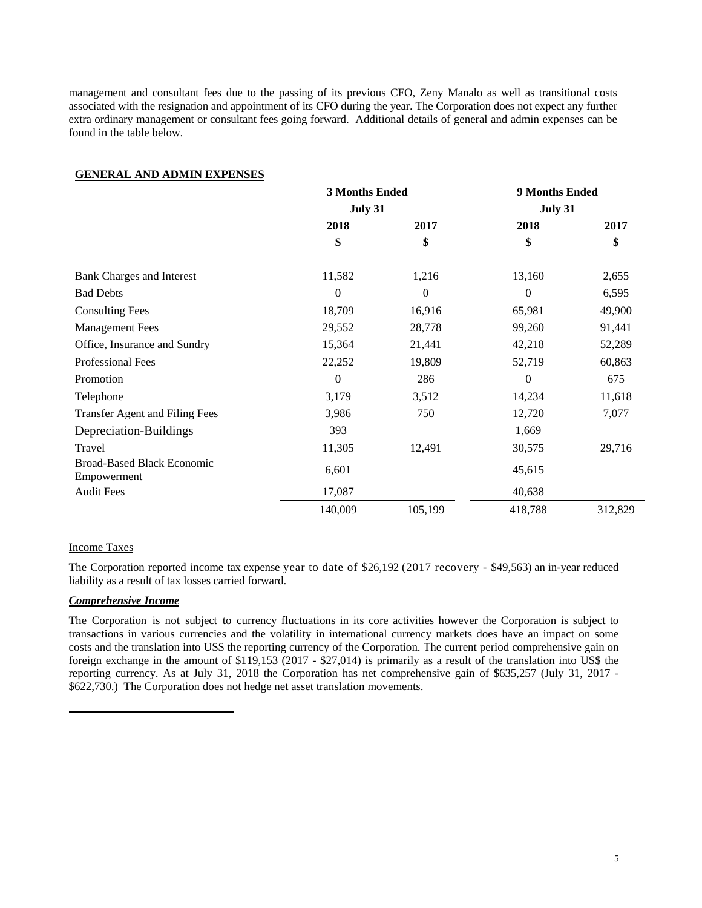management and consultant fees due to the passing of its previous CFO, Zeny Manalo as well as transitional costs associated with the resignation and appointment of its CFO during the year. The Corporation does not expect any further extra ordinary management or consultant fees going forward. Additional details of general and admin expenses can be found in the table below.

**GENERAL AND ADMIN EXPENSES**

| | 3 Months Ended | | 9 Months Ended | |
|---|---|---|---|---|
| | July 31 | | July 31 | |
| | 2018 | 2017 | 2018 | 2017 |
| | $ | $ | $ | $ |
| Bank Charges and Interest | 11,582 | 1,216 | 13,160 | 2,655 |
| Bad Debts | 0 | 0 | 0 | 6,595 |
| Consulting Fees | 18,709 | 16,916 | 65,981 | 49,900 |
| Management Fees | 29,552 | 28,778 | 99,260 | 91,441 |
| Office, Insurance and Sundry | 15,364 | 21,441 | 42,218 | 52,289 |
| Professional Fees | 22,252 | 19,809 | 52,719 | 60,863 |
| Promotion | 0 | 286 | 0 | 675 |
| Telephone | 3,179 | 3,512 | 14,234 | 11,618 |
| Transfer Agent and Filing Fees | 3,986 | 750 | 12,720 | 7,077 |
| Depreciation-Buildings | 393 | | 1,669 | |
| Travel | 11,305 | 12,491 | 30,575 | 29,716 |
| Broad-Based Black Economic Empowerment | 6,601 | | 45,615 | |
| Audit Fees | 17,087 | | 40,638 | |
| | 140,009 | 105,199 | 418,788 | 312,829 |

Income Taxes

The Corporation reported income tax expense year to date of $26,192 (2017 recovery - $49,563) an in-year reduced liability as a result of tax losses carried forward.

***Comprehensive Income***

The Corporation is not subject to currency fluctuations in its core activities however the Corporation is subject to transactions in various currencies and the volatility in international currency markets does have an impact on some costs and the translation into US$ the reporting currency of the Corporation. The current period comprehensive gain on foreign exchange in the amount of $119,153 (2017 - $27,014) is primarily as a result of the translation into US$ the reporting currency. As at July 31, 2018 the Corporation has net comprehensive gain of $635,257 (July 31, 2017 - $622,730.) The Corporation does not hedge net asset translation movements.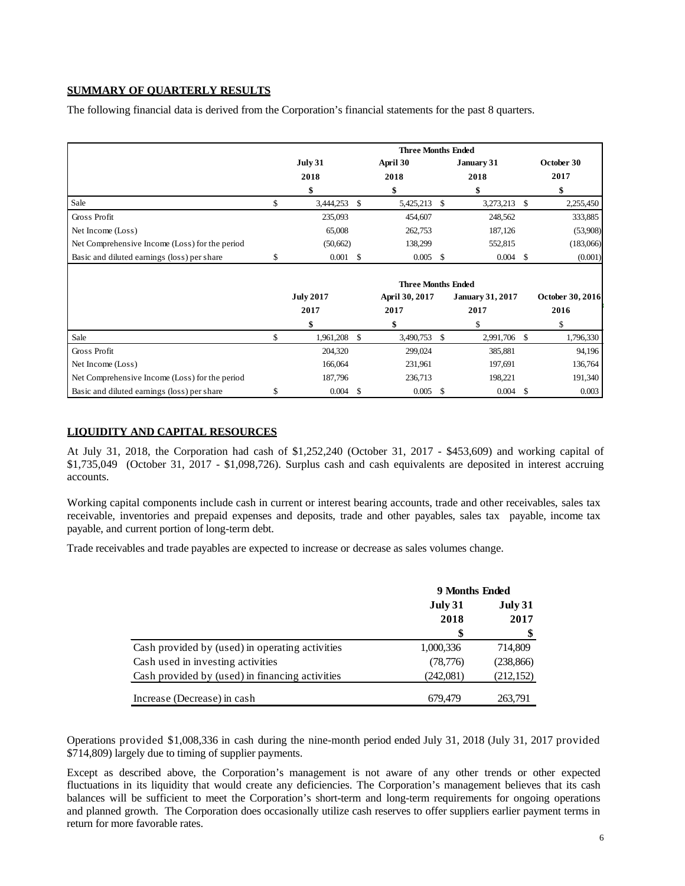## SUMMARY OF QUARTERLY RESULTS

The following financial data is derived from the Corporation's financial statements for the past 8 quarters.

| | Three Months Ended | | | |
|---|---|---|---|---|
| | July 31 2018 | April 30 2018 | January 31 2018 | October 30 2017 |
| | $ | $ | $ | $ |
| Sale | $ 3,444,253 | $ 5,425,213 | $ 3,273,213 | $ 2,255,450 |
| Gross Profit | 235,093 | 454,607 | 248,562 | 333,885 |
| Net Income (Loss) | 65,008 | 262,753 | 187,126 | (53,908) |
| Net Comprehensive Income (Loss) for the period | (50,662) | 138,299 | 552,815 | (183,066) |
| Basic and diluted earnings (loss) per share | $ 0.001 | $ 0.005 | $ 0.004 | $ (0.001) |

| | Three Months Ended | | | |
|---|---|---|---|---|
| | July 2017 2017 | April 30, 2017 2017 | January 31, 2017 2017 | October 30, 2016 2016 |
| | $ | $ | $ | $ |
| Sale | $ 1,961,208 | $ 3,490,753 | $ 2,991,706 | $ 1,796,330 |
| Gross Profit | 204,320 | 299,024 | 385,881 | 94,196 |
| Net Income (Loss) | 166,064 | 231,961 | 197,691 | 136,764 |
| Net Comprehensive Income (Loss) for the period | 187,796 | 236,713 | 198,221 | 191,340 |
| Basic and diluted earnings (loss) per share | $ 0.004 | $ 0.005 | $ 0.004 | $ 0.003 |

## LIQUIDITY AND CAPITAL RESOURCES

At July 31, 2018, the Corporation had cash of $1,252,240 (October 31, 2017 - $453,609) and working capital of $1,735,049 (October 31, 2017 - $1,098,726). Surplus cash and cash equivalents are deposited in interest accruing accounts.

Working capital components include cash in current or interest bearing accounts, trade and other receivables, sales tax receivable, inventories and prepaid expenses and deposits, trade and other payables, sales tax payable, income tax payable, and current portion of long-term debt.

Trade receivables and trade payables are expected to increase or decrease as sales volumes change.

| | 9 Months Ended | |
|---|---|---|
| | July 31 2018 | July 31 2017 |
| | $ | $ |
| Cash provided by (used) in operating activities | 1,000,336 | 714,809 |
| Cash used in investing activities | (78,776) | (238,866) |
| Cash provided by (used) in financing activities | (242,081) | (212,152) |
| Increase (Decrease) in cash | 679,479 | 263,791 |

Operations provided $1,008,336 in cash during the nine-month period ended July 31, 2018 (July 31, 2017 provided $714,809) largely due to timing of supplier payments.

Except as described above, the Corporation's management is not aware of any other trends or other expected fluctuations in its liquidity that would create any deficiencies. The Corporation's management believes that its cash balances will be sufficient to meet the Corporation's short-term and long-term requirements for ongoing operations and planned growth. The Corporation does occasionally utilize cash reserves to offer suppliers earlier payment terms in return for more favorable rates.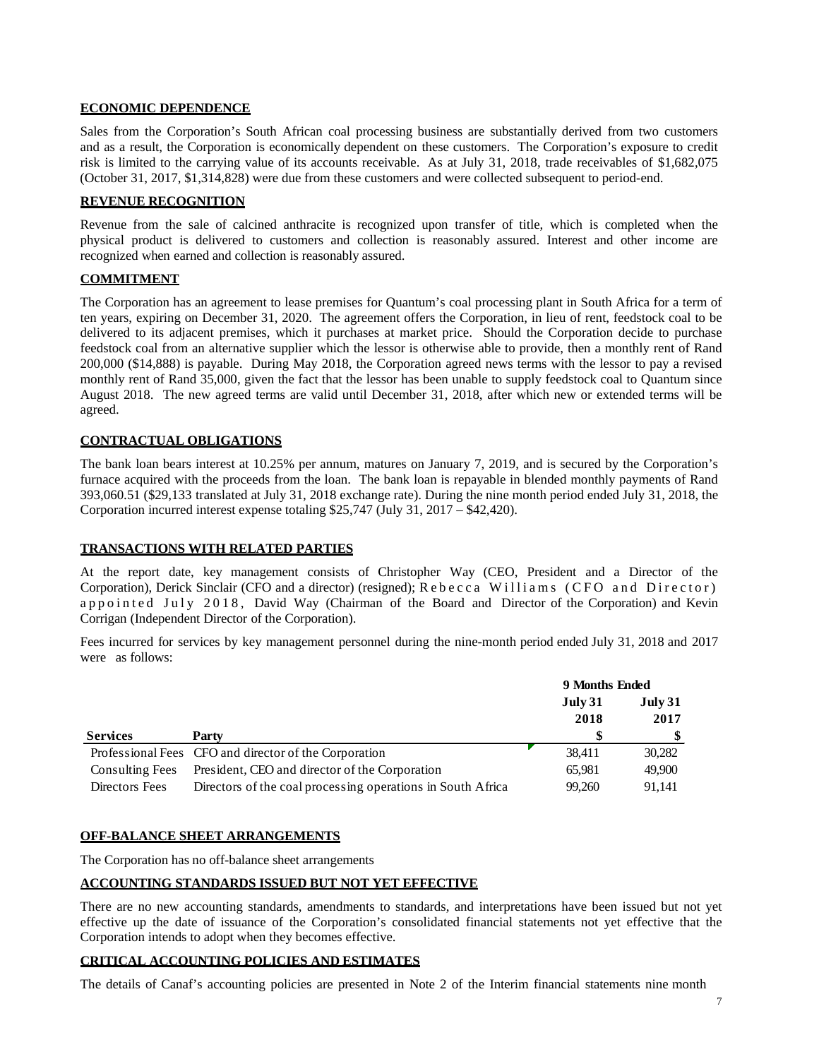## ECONOMIC DEPENDENCE

Sales from the Corporation's South African coal processing business are substantially derived from two customers and as a result, the Corporation is economically dependent on these customers. The Corporation's exposure to credit risk is limited to the carrying value of its accounts receivable. As at July 31, 2018, trade receivables of $1,682,075 (October 31, 2017, $1,314,828) were due from these customers and were collected subsequent to period-end.

## REVENUE RECOGNITION

Revenue from the sale of calcined anthracite is recognized upon transfer of title, which is completed when the physical product is delivered to customers and collection is reasonably assured. Interest and other income are recognized when earned and collection is reasonably assured.

## COMMITMENT

The Corporation has an agreement to lease premises for Quantum's coal processing plant in South Africa for a term of ten years, expiring on December 31, 2020. The agreement offers the Corporation, in lieu of rent, feedstock coal to be delivered to its adjacent premises, which it purchases at market price. Should the Corporation decide to purchase feedstock coal from an alternative supplier which the lessor is otherwise able to provide, then a monthly rent of Rand 200,000 ($14,888) is payable. During May 2018, the Corporation agreed news terms with the lessor to pay a revised monthly rent of Rand 35,000, given the fact that the lessor has been unable to supply feedstock coal to Quantum since August 2018. The new agreed terms are valid until December 31, 2018, after which new or extended terms will be agreed.

## CONTRACTUAL OBLIGATIONS

The bank loan bears interest at 10.25% per annum, matures on January 7, 2019, and is secured by the Corporation's furnace acquired with the proceeds from the loan. The bank loan is repayable in blended monthly payments of Rand 393,060.51 ($29,133 translated at July 31, 2018 exchange rate). During the nine month period ended July 31, 2018, the Corporation incurred interest expense totaling $25,747 (July 31, 2017 – $42,420).

## TRANSACTIONS WITH RELATED PARTIES

At the report date, key management consists of Christopher Way (CEO, President and a Director of the Corporation), Derick Sinclair (CFO and a director) (resigned); Rebecca Williams (CFO and Director) appointed July 2018, David Way (Chairman of the Board and Director of the Corporation) and Kevin Corrigan (Independent Director of the Corporation).

Fees incurred for services by key management personnel during the nine-month period ended July 31, 2018 and 2017 were as follows:

| | | 9 Months Ended | |
|---|---|---|---|
| | | July 31 2018 | July 31 2017 |
| **Services** | **Party** | **$** | **$** |
| Professional Fees | CFO and director of the Corporation | 38,411 | 30,282 |
| Consulting Fees | President, CEO and director of the Corporation | 65,981 | 49,900 |
| Directors Fees | Directors of the coal processing operations in South Africa | 99,260 | 91,141 |

## OFF-BALANCE SHEET ARRANGEMENTS

The Corporation has no off-balance sheet arrangements

## ACCOUNTING STANDARDS ISSUED BUT NOT YET EFFECTIVE

There are no new accounting standards, amendments to standards, and interpretations have been issued but not yet effective up the date of issuance of the Corporation's consolidated financial statements not yet effective that the Corporation intends to adopt when they becomes effective.

## CRITICAL ACCOUNTING POLICIES AND ESTIMATES

The details of Canaf's accounting policies are presented in Note 2 of the Interim financial statements nine month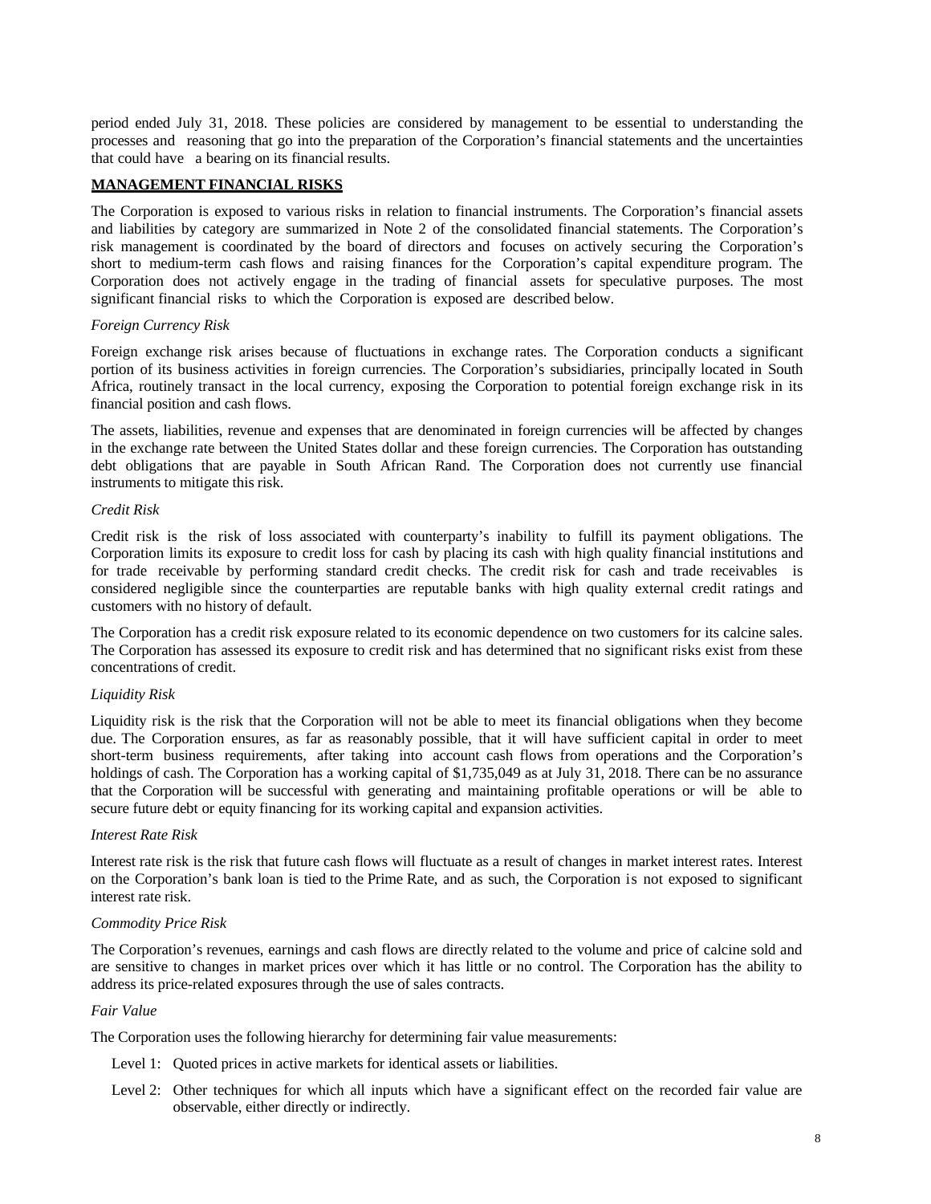period ended July 31, 2018. These policies are considered by management to be essential to understanding the processes and reasoning that go into the preparation of the Corporation's financial statements and the uncertainties that could have a bearing on its financial results.

## **MANAGEMENT FINANCIAL RISKS**

The Corporation is exposed to various risks in relation to financial instruments. The Corporation's financial assets and liabilities by category are summarized in Note 2 of the consolidated financial statements. The Corporation's risk management is coordinated by the board of directors and focuses on actively securing the Corporation's short to medium-term cash flows and raising finances for the Corporation's capital expenditure program. The Corporation does not actively engage in the trading of financial assets for speculative purposes. The most significant financial risks to which the Corporation is exposed are described below.

*Foreign Currency Risk*

Foreign exchange risk arises because of fluctuations in exchange rates. The Corporation conducts a significant portion of its business activities in foreign currencies. The Corporation's subsidiaries, principally located in South Africa, routinely transact in the local currency, exposing the Corporation to potential foreign exchange risk in its financial position and cash flows.

The assets, liabilities, revenue and expenses that are denominated in foreign currencies will be affected by changes in the exchange rate between the United States dollar and these foreign currencies. The Corporation has outstanding debt obligations that are payable in South African Rand. The Corporation does not currently use financial instruments to mitigate this risk.

*Credit Risk*

Credit risk is the risk of loss associated with counterparty's inability to fulfill its payment obligations. The Corporation limits its exposure to credit loss for cash by placing its cash with high quality financial institutions and for trade receivable by performing standard credit checks. The credit risk for cash and trade receivables is considered negligible since the counterparties are reputable banks with high quality external credit ratings and customers with no history of default.

The Corporation has a credit risk exposure related to its economic dependence on two customers for its calcine sales. The Corporation has assessed its exposure to credit risk and has determined that no significant risks exist from these concentrations of credit.

*Liquidity Risk*

Liquidity risk is the risk that the Corporation will not be able to meet its financial obligations when they become due. The Corporation ensures, as far as reasonably possible, that it will have sufficient capital in order to meet short-term business requirements, after taking into account cash flows from operations and the Corporation's holdings of cash. The Corporation has a working capital of $1,735,049 as at July 31, 2018. There can be no assurance that the Corporation will be successful with generating and maintaining profitable operations or will be able to secure future debt or equity financing for its working capital and expansion activities.

*Interest Rate Risk*

Interest rate risk is the risk that future cash flows will fluctuate as a result of changes in market interest rates. Interest on the Corporation's bank loan is tied to the Prime Rate, and as such, the Corporation is not exposed to significant interest rate risk.

*Commodity Price Risk*

The Corporation's revenues, earnings and cash flows are directly related to the volume and price of calcine sold and are sensitive to changes in market prices over which it has little or no control. The Corporation has the ability to address its price-related exposures through the use of sales contracts.

*Fair Value*

The Corporation uses the following hierarchy for determining fair value measurements:

Level 1: Quoted prices in active markets for identical assets or liabilities.

Level 2: Other techniques for which all inputs which have a significant effect on the recorded fair value are observable, either directly or indirectly.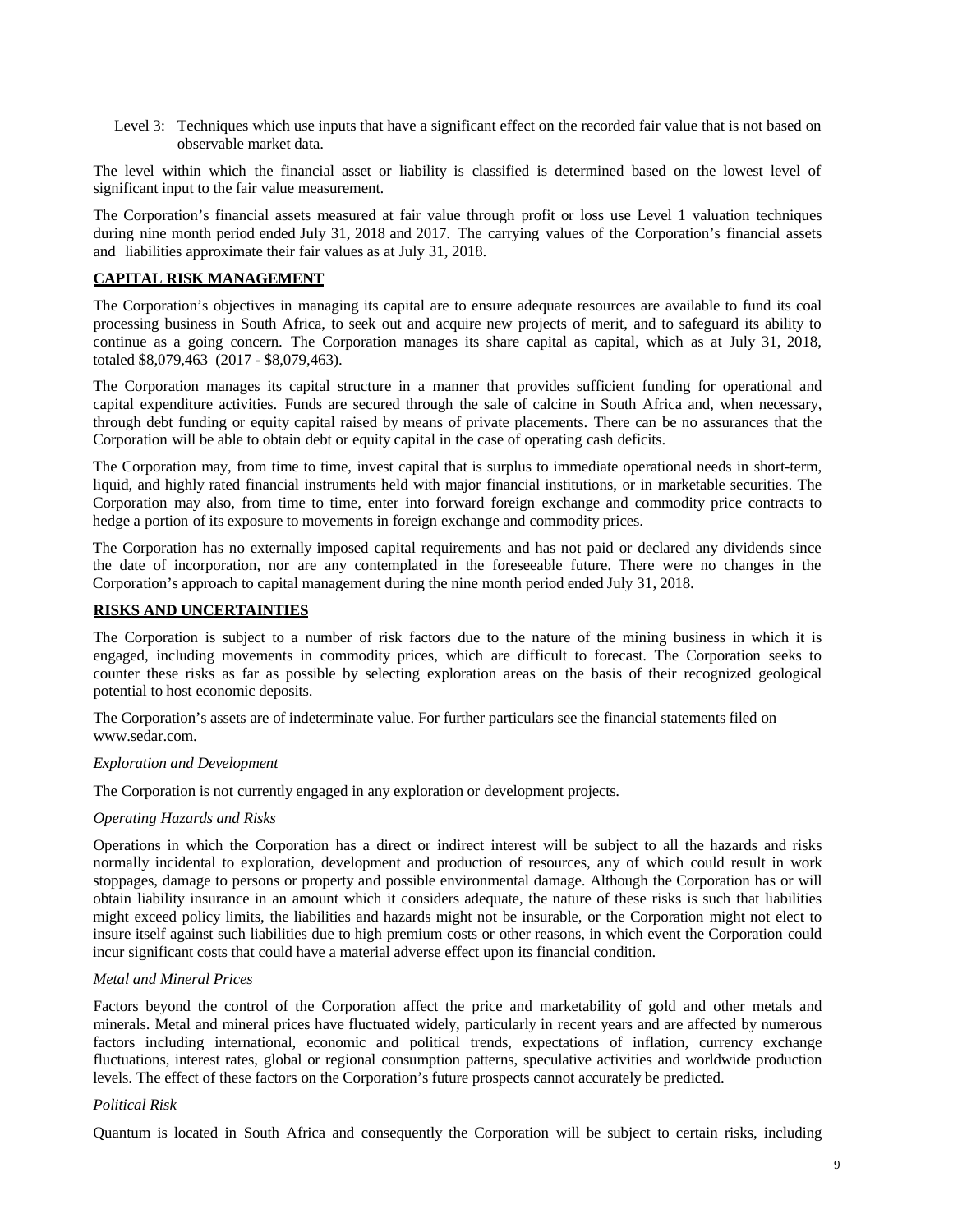Level 3: Techniques which use inputs that have a significant effect on the recorded fair value that is not based on observable market data.

The level within which the financial asset or liability is classified is determined based on the lowest level of significant input to the fair value measurement.

The Corporation's financial assets measured at fair value through profit or loss use Level 1 valuation techniques during nine month period ended July 31, 2018 and 2017. The carrying values of the Corporation's financial assets and liabilities approximate their fair values as at July 31, 2018.

## CAPITAL RISK MANAGEMENT

The Corporation's objectives in managing its capital are to ensure adequate resources are available to fund its coal processing business in South Africa, to seek out and acquire new projects of merit, and to safeguard its ability to continue as a going concern. The Corporation manages its share capital as capital, which as at July 31, 2018, totaled $8,079,463 (2017 - $8,079,463).

The Corporation manages its capital structure in a manner that provides sufficient funding for operational and capital expenditure activities. Funds are secured through the sale of calcine in South Africa and, when necessary, through debt funding or equity capital raised by means of private placements. There can be no assurances that the Corporation will be able to obtain debt or equity capital in the case of operating cash deficits.

The Corporation may, from time to time, invest capital that is surplus to immediate operational needs in short-term, liquid, and highly rated financial instruments held with major financial institutions, or in marketable securities. The Corporation may also, from time to time, enter into forward foreign exchange and commodity price contracts to hedge a portion of its exposure to movements in foreign exchange and commodity prices.

The Corporation has no externally imposed capital requirements and has not paid or declared any dividends since the date of incorporation, nor are any contemplated in the foreseeable future. There were no changes in the Corporation's approach to capital management during the nine month period ended July 31, 2018.

## RISKS AND UNCERTAINTIES

The Corporation is subject to a number of risk factors due to the nature of the mining business in which it is engaged, including movements in commodity prices, which are difficult to forecast. The Corporation seeks to counter these risks as far as possible by selecting exploration areas on the basis of their recognized geological potential to host economic deposits.

The Corporation's assets are of indeterminate value. For further particulars see the financial statements filed on www.sedar.com.

*Exploration and Development*

The Corporation is not currently engaged in any exploration or development projects.

*Operating Hazards and Risks*

Operations in which the Corporation has a direct or indirect interest will be subject to all the hazards and risks normally incidental to exploration, development and production of resources, any of which could result in work stoppages, damage to persons or property and possible environmental damage. Although the Corporation has or will obtain liability insurance in an amount which it considers adequate, the nature of these risks is such that liabilities might exceed policy limits, the liabilities and hazards might not be insurable, or the Corporation might not elect to insure itself against such liabilities due to high premium costs or other reasons, in which event the Corporation could incur significant costs that could have a material adverse effect upon its financial condition.

*Metal and Mineral Prices*

Factors beyond the control of the Corporation affect the price and marketability of gold and other metals and minerals. Metal and mineral prices have fluctuated widely, particularly in recent years and are affected by numerous factors including international, economic and political trends, expectations of inflation, currency exchange fluctuations, interest rates, global or regional consumption patterns, speculative activities and worldwide production levels. The effect of these factors on the Corporation's future prospects cannot accurately be predicted.

*Political Risk*

Quantum is located in South Africa and consequently the Corporation will be subject to certain risks, including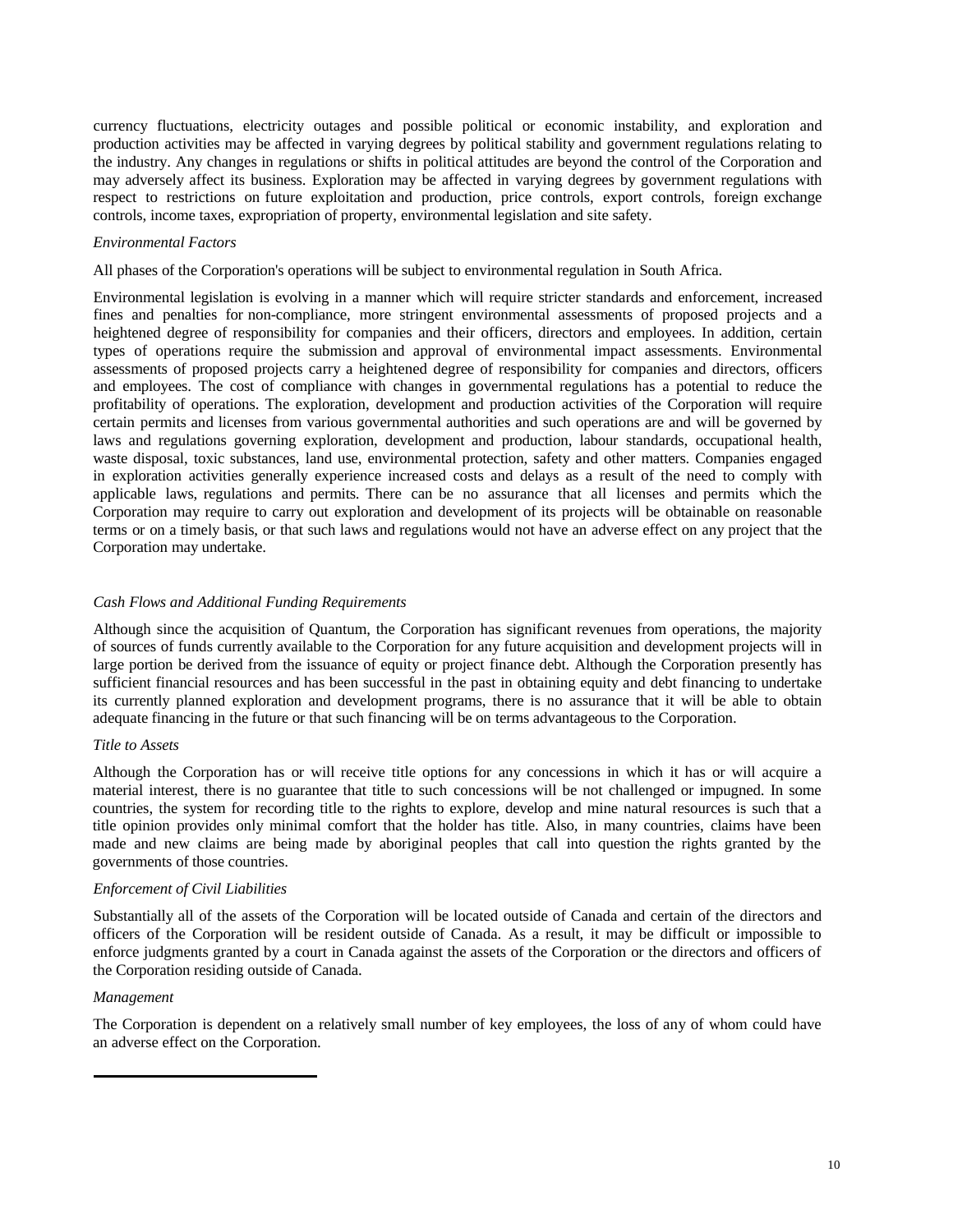currency fluctuations, electricity outages and possible political or economic instability, and exploration and production activities may be affected in varying degrees by political stability and government regulations relating to the industry. Any changes in regulations or shifts in political attitudes are beyond the control of the Corporation and may adversely affect its business. Exploration may be affected in varying degrees by government regulations with respect to restrictions on future exploitation and production, price controls, export controls, foreign exchange controls, income taxes, expropriation of property, environmental legislation and site safety.

*Environmental Factors*

All phases of the Corporation's operations will be subject to environmental regulation in South Africa.

Environmental legislation is evolving in a manner which will require stricter standards and enforcement, increased fines and penalties for non-compliance, more stringent environmental assessments of proposed projects and a heightened degree of responsibility for companies and their officers, directors and employees. In addition, certain types of operations require the submission and approval of environmental impact assessments. Environmental assessments of proposed projects carry a heightened degree of responsibility for companies and directors, officers and employees. The cost of compliance with changes in governmental regulations has a potential to reduce the profitability of operations. The exploration, development and production activities of the Corporation will require certain permits and licenses from various governmental authorities and such operations are and will be governed by laws and regulations governing exploration, development and production, labour standards, occupational health, waste disposal, toxic substances, land use, environmental protection, safety and other matters. Companies engaged in exploration activities generally experience increased costs and delays as a result of the need to comply with applicable laws, regulations and permits. There can be no assurance that all licenses and permits which the Corporation may require to carry out exploration and development of its projects will be obtainable on reasonable terms or on a timely basis, or that such laws and regulations would not have an adverse effect on any project that the Corporation may undertake.

*Cash Flows and Additional Funding Requirements*

Although since the acquisition of Quantum, the Corporation has significant revenues from operations, the majority of sources of funds currently available to the Corporation for any future acquisition and development projects will in large portion be derived from the issuance of equity or project finance debt. Although the Corporation presently has sufficient financial resources and has been successful in the past in obtaining equity and debt financing to undertake its currently planned exploration and development programs, there is no assurance that it will be able to obtain adequate financing in the future or that such financing will be on terms advantageous to the Corporation.

*Title to Assets*

Although the Corporation has or will receive title options for any concessions in which it has or will acquire a material interest, there is no guarantee that title to such concessions will be not challenged or impugned. In some countries, the system for recording title to the rights to explore, develop and mine natural resources is such that a title opinion provides only minimal comfort that the holder has title. Also, in many countries, claims have been made and new claims are being made by aboriginal peoples that call into question the rights granted by the governments of those countries.

*Enforcement of Civil Liabilities*

Substantially all of the assets of the Corporation will be located outside of Canada and certain of the directors and officers of the Corporation will be resident outside of Canada. As a result, it may be difficult or impossible to enforce judgments granted by a court in Canada against the assets of the Corporation or the directors and officers of the Corporation residing outside of Canada.

*Management*

The Corporation is dependent on a relatively small number of key employees, the loss of any of whom could have an adverse effect on the Corporation.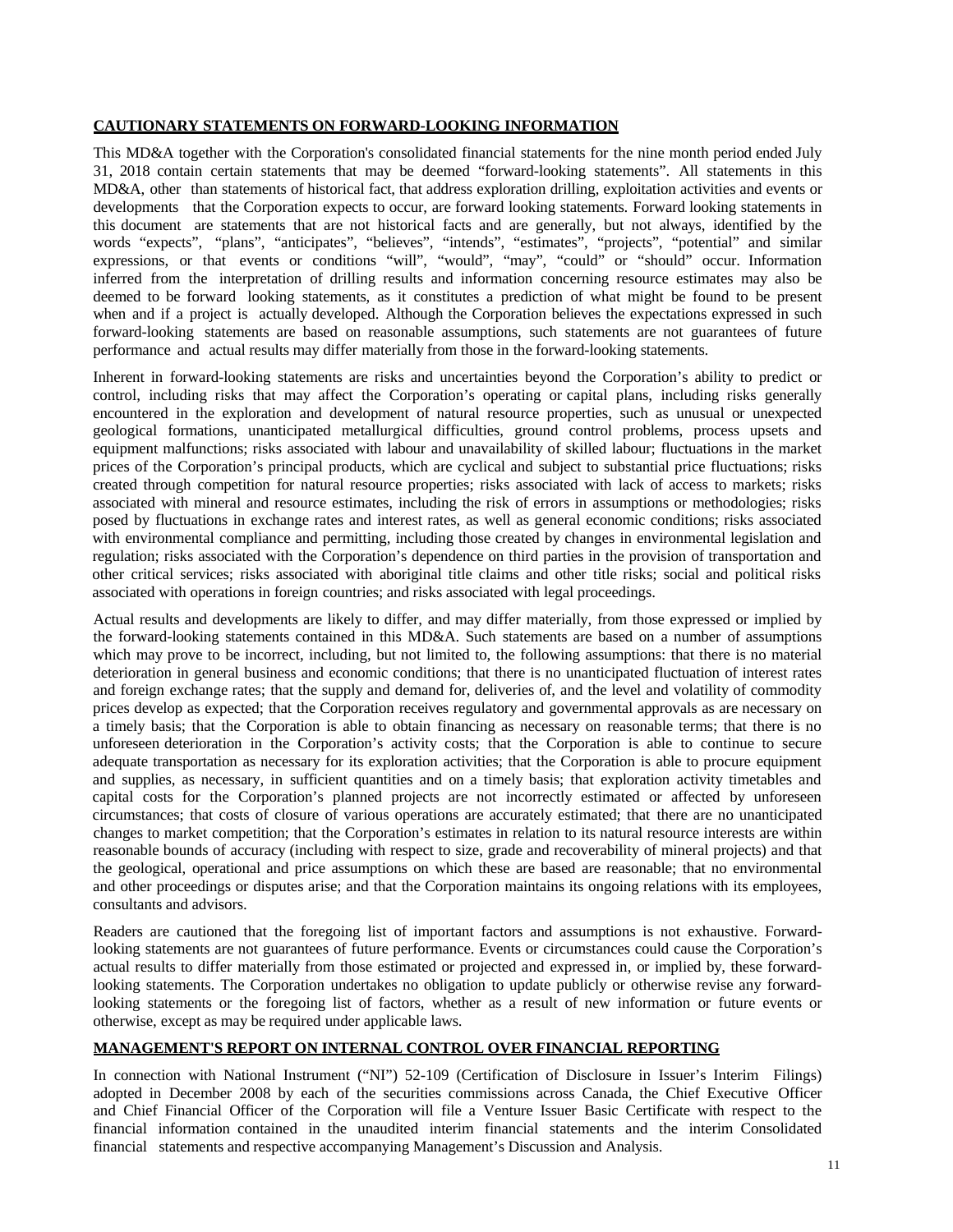## CAUTIONARY STATEMENTS ON FORWARD-LOOKING INFORMATION

This MD&A together with the Corporation's consolidated financial statements for the nine month period ended July 31, 2018 contain certain statements that may be deemed "forward-looking statements". All statements in this MD&A, other than statements of historical fact, that address exploration drilling, exploitation activities and events or developments that the Corporation expects to occur, are forward looking statements. Forward looking statements in this document are statements that are not historical facts and are generally, but not always, identified by the words "expects", "plans", "anticipates", "believes", "intends", "estimates", "projects", "potential" and similar expressions, or that events or conditions "will", "would", "may", "could" or "should" occur. Information inferred from the interpretation of drilling results and information concerning resource estimates may also be deemed to be forward looking statements, as it constitutes a prediction of what might be found to be present when and if a project is actually developed. Although the Corporation believes the expectations expressed in such forward-looking statements are based on reasonable assumptions, such statements are not guarantees of future performance and actual results may differ materially from those in the forward-looking statements.

Inherent in forward-looking statements are risks and uncertainties beyond the Corporation's ability to predict or control, including risks that may affect the Corporation's operating or capital plans, including risks generally encountered in the exploration and development of natural resource properties, such as unusual or unexpected geological formations, unanticipated metallurgical difficulties, ground control problems, process upsets and equipment malfunctions; risks associated with labour and unavailability of skilled labour; fluctuations in the market prices of the Corporation's principal products, which are cyclical and subject to substantial price fluctuations; risks created through competition for natural resource properties; risks associated with lack of access to markets; risks associated with mineral and resource estimates, including the risk of errors in assumptions or methodologies; risks posed by fluctuations in exchange rates and interest rates, as well as general economic conditions; risks associated with environmental compliance and permitting, including those created by changes in environmental legislation and regulation; risks associated with the Corporation's dependence on third parties in the provision of transportation and other critical services; risks associated with aboriginal title claims and other title risks; social and political risks associated with operations in foreign countries; and risks associated with legal proceedings.

Actual results and developments are likely to differ, and may differ materially, from those expressed or implied by the forward-looking statements contained in this MD&A. Such statements are based on a number of assumptions which may prove to be incorrect, including, but not limited to, the following assumptions: that there is no material deterioration in general business and economic conditions; that there is no unanticipated fluctuation of interest rates and foreign exchange rates; that the supply and demand for, deliveries of, and the level and volatility of commodity prices develop as expected; that the Corporation receives regulatory and governmental approvals as are necessary on a timely basis; that the Corporation is able to obtain financing as necessary on reasonable terms; that there is no unforeseen deterioration in the Corporation's activity costs; that the Corporation is able to continue to secure adequate transportation as necessary for its exploration activities; that the Corporation is able to procure equipment and supplies, as necessary, in sufficient quantities and on a timely basis; that exploration activity timetables and capital costs for the Corporation's planned projects are not incorrectly estimated or affected by unforeseen circumstances; that costs of closure of various operations are accurately estimated; that there are no unanticipated changes to market competition; that the Corporation's estimates in relation to its natural resource interests are within reasonable bounds of accuracy (including with respect to size, grade and recoverability of mineral projects) and that the geological, operational and price assumptions on which these are based are reasonable; that no environmental and other proceedings or disputes arise; and that the Corporation maintains its ongoing relations with its employees, consultants and advisors.

Readers are cautioned that the foregoing list of important factors and assumptions is not exhaustive. Forward-looking statements are not guarantees of future performance. Events or circumstances could cause the Corporation's actual results to differ materially from those estimated or projected and expressed in, or implied by, these forward-looking statements. The Corporation undertakes no obligation to update publicly or otherwise revise any forward-looking statements or the foregoing list of factors, whether as a result of new information or future events or otherwise, except as may be required under applicable laws.

## MANAGEMENT'S REPORT ON INTERNAL CONTROL OVER FINANCIAL REPORTING

In connection with National Instrument ("NI") 52-109 (Certification of Disclosure in Issuer's Interim Filings) adopted in December 2008 by each of the securities commissions across Canada, the Chief Executive Officer and Chief Financial Officer of the Corporation will file a Venture Issuer Basic Certificate with respect to the financial information contained in the unaudited interim financial statements and the interim Consolidated financial statements and respective accompanying Management's Discussion and Analysis.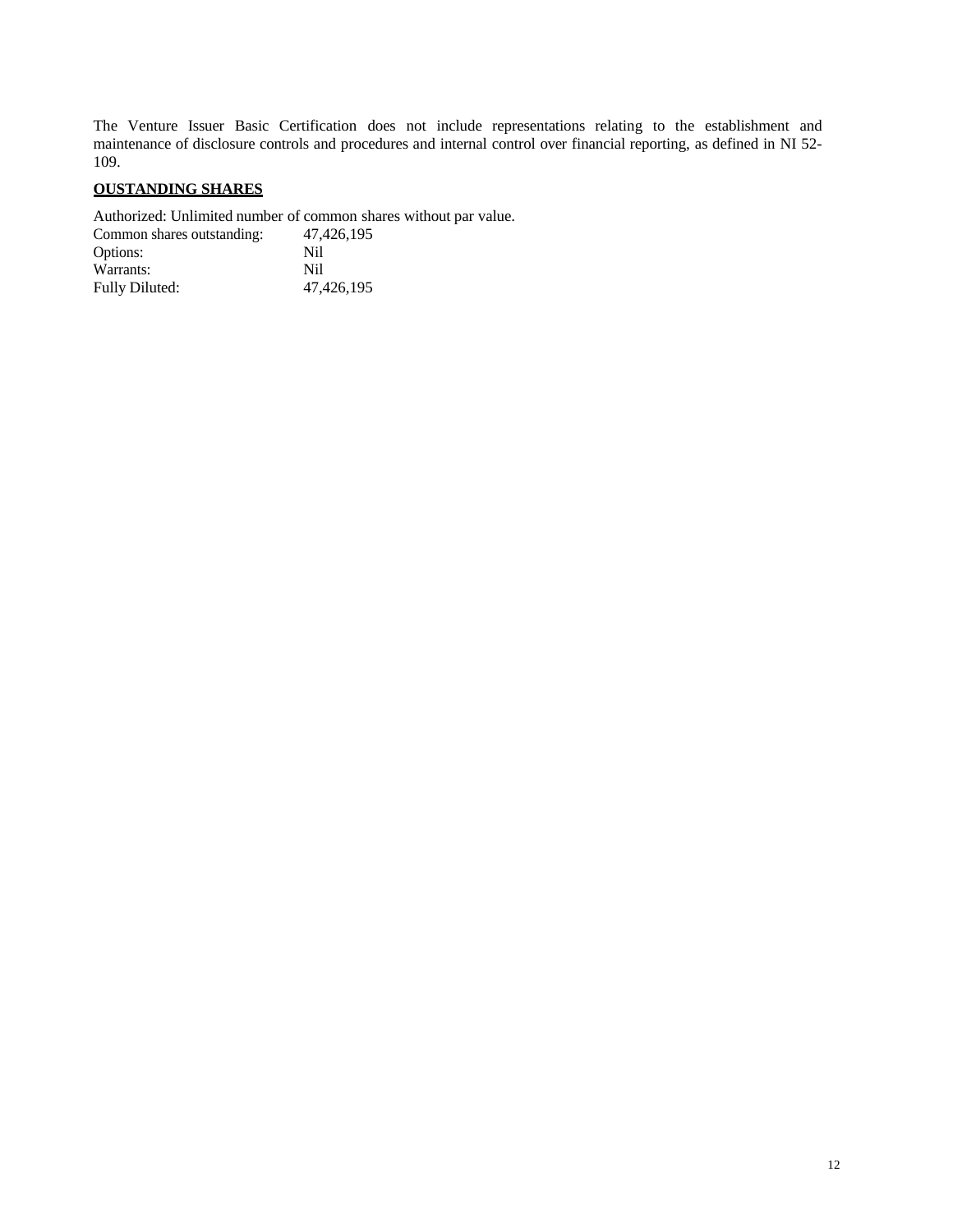The Venture Issuer Basic Certification does not include representations relating to the establishment and maintenance of disclosure controls and procedures and internal control over financial reporting, as defined in NI 52-109.

## **OUSTANDING SHARES**

Authorized: Unlimited number of common shares without par value.

| | |
|---|---|
| Common shares outstanding: | 47,426,195 |
| Options: | Nil |
| Warrants: | Nil |
| Fully Diluted: | 47,426,195 |